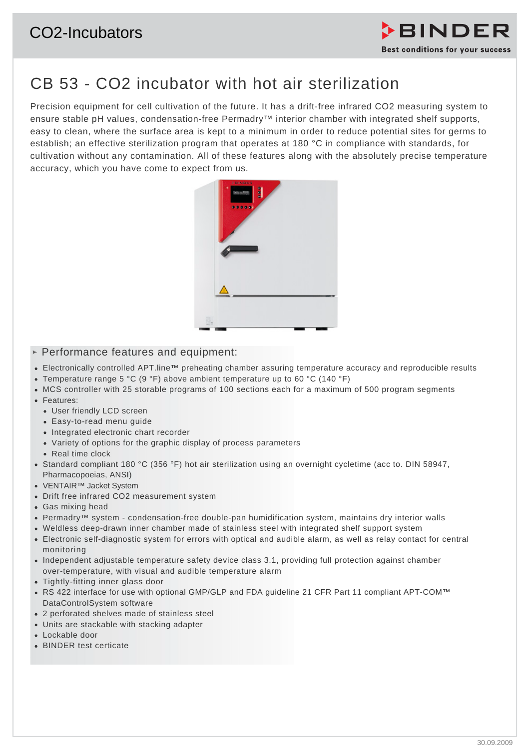CO2-Incubators

BINDER
Best conditions for your success

# CB 53 - CO2 incubator with hot air sterilization

Precision equipment for cell cultivation of the future. It has a drift-free infrared CO2 measuring system to ensure stable pH values, condensation-free Permadry™ interior chamber with integrated shelf supports, easy to clean, where the surface area is kept to a minimum in order to reduce potential sites for germs to establish; an effective sterilization program that operates at 180 °C in compliance with standards, for cultivation without any contamination. All of these features along with the absolutely precise temperature accuracy, which you have come to expect from us.

## Performance features and equipment:

- Electronically controlled APT.line™ preheating chamber assuring temperature accuracy and reproducible results
- Temperature range 5 °C (9 °F) above ambient temperature up to 60 °C (140 °F)
- MCS controller with 25 storable programs of 100 sections each for a maximum of 500 program segments
- Features:
  - User friendly LCD screen
  - Easy-to-read menu guide
  - Integrated electronic chart recorder
  - Variety of options for the graphic display of process parameters
  - Real time clock
- Standard compliant 180 °C (356 °F) hot air sterilization using an overnight cycletime (acc to. DIN 58947, Pharmacopoeias, ANSI)
- VENTAIR™ Jacket System
- Drift free infrared CO2 measurement system
- Gas mixing head
- Permadry™ system - condensation-free double-pan humidification system, maintains dry interior walls
- Weldless deep-drawn inner chamber made of stainless steel with integrated shelf support system
- Electronic self-diagnostic system for errors with optical and audible alarm, as well as relay contact for central monitoring
- Independent adjustable temperature safety device class 3.1, providing full protection against chamber over-temperature, with visual and audible temperature alarm
- Tightly-fitting inner glass door
- RS 422 interface for use with optional GMP/GLP and FDA guideline 21 CFR Part 11 compliant APT-COM™ DataControlSystem software
- 2 perforated shelves made of stainless steel
- Units are stackable with stacking adapter
- Lockable door
- BINDER test certicate

30.09.2009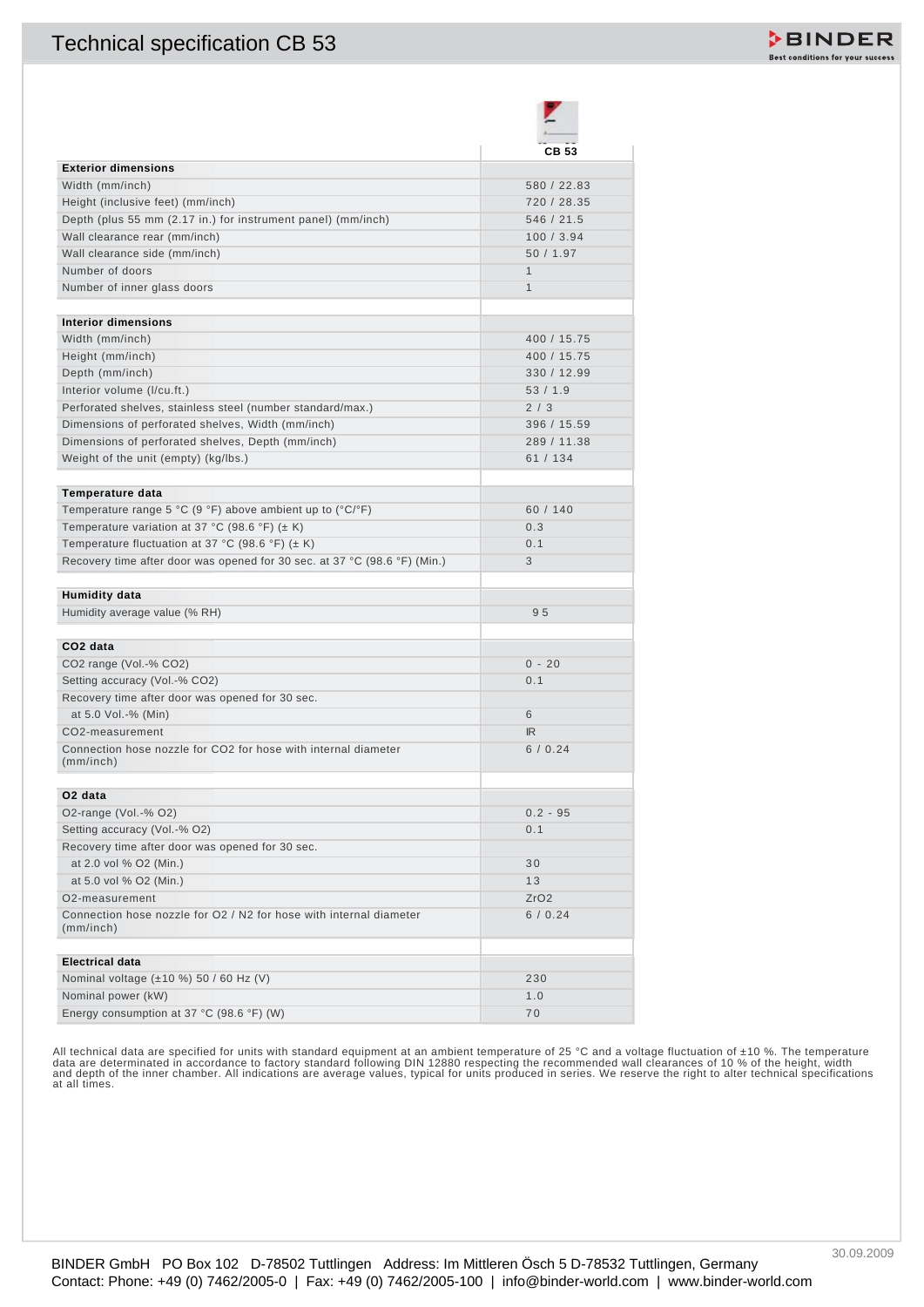# Technical specification CB 53

| | CB 53 |
|---|---|
| **Exterior dimensions** | |
| Width (mm/inch) | 580 / 22.83 |
| Height (inclusive feet) (mm/inch) | 720 / 28.35 |
| Depth (plus 55 mm (2.17 in.) for instrument panel) (mm/inch) | 546 / 21.5 |
| Wall clearance rear (mm/inch) | 100 / 3.94 |
| Wall clearance side (mm/inch) | 50 / 1.97 |
| Number of doors | 1 |
| Number of inner glass doors | 1 |
| | |
| **Interior dimensions** | |
| Width (mm/inch) | 400 / 15.75 |
| Height (mm/inch) | 400 / 15.75 |
| Depth (mm/inch) | 330 / 12.99 |
| Interior volume (l/cu.ft.) | 53 / 1.9 |
| Perforated shelves, stainless steel (number standard/max.) | 2 / 3 |
| Dimensions of perforated shelves, Width (mm/inch) | 396 / 15.59 |
| Dimensions of perforated shelves, Depth (mm/inch) | 289 / 11.38 |
| Weight of the unit (empty) (kg/lbs.) | 61 / 134 |
| | |
| **Temperature data** | |
| Temperature range 5 °C (9 °F) above ambient up to (°C/°F) | 60 / 140 |
| Temperature variation at 37 °C (98.6 °F) (± K) | 0.3 |
| Temperature fluctuation at 37 °C (98.6 °F) (± K) | 0.1 |
| Recovery time after door was opened for 30 sec. at 37 °C (98.6 °F) (Min.) | 3 |
| | |
| **Humidity data** | |
| Humidity average value (% RH) | 95 |
| | |
| **$CO_2$ data** | |
| $CO_2$ range (Vol.-% $CO_2$) | 0 - 20 |
| Setting accuracy (Vol.-% $CO_2$) | 0.1 |
| Recovery time after door was opened for 30 sec. | |
| at 5.0 Vol.-% (Min) | 6 |
| $CO_2$-measurement | IR |
| Connection hose nozzle for $CO_2$ for hose with internal diameter (mm/inch) | 6 / 0.24 |
| | |
| **$O_2$ data** | |
| $O_2$-range (Vol.-% $O_2$) | 0.2 - 95 |
| Setting accuracy (Vol.-% $O_2$) | 0.1 |
| Recovery time after door was opened for 30 sec. | |
| at 2.0 vol % $O_2$ (Min.) | 30 |
| at 5.0 vol % $O_2$ (Min.) | 13 |
| $O_2$-measurement | $ZrO_2$ |
| Connection hose nozzle for $O_2$ / $N_2$ for hose with internal diameter (mm/inch) | 6 / 0.24 |
| | |
| **Electrical data** | |
| Nominal voltage (±10 %) 50 / 60 Hz (V) | 230 |
| Nominal power (kW) | 1.0 |
| Energy consumption at 37 °C (98.6 °F) (W) | 70 |

All technical data are specified for units with standard equipment at an ambient temperature of 25 °C and a voltage fluctuation of ±10 %. The temperature data are determinated in accordance to factory standard following DIN 12880 respecting the recommended wall clearances of 10 % of the height, width and depth of the inner chamber. All indications are average values, typical for units produced in series. We reserve the right to alter technical specifications at all times.

30.09.2009

BINDER GmbH PO Box 102 D-78502 Tuttlingen Address: Im Mittleren Ösch 5 D-78532 Tuttlingen, Germany
Contact: Phone: +49 (0) 7462/2005-0 | Fax: +49 (0) 7462/2005-100 | info@binder-world.com | www.binder-world.com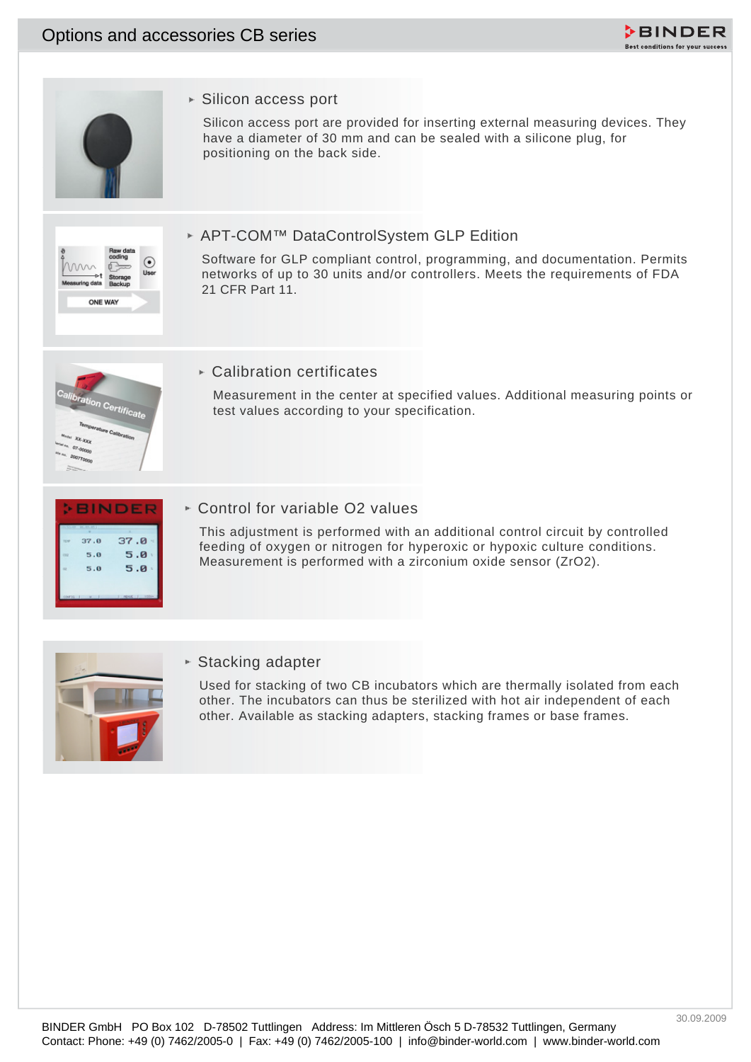# Options and accessories CB series

### Silicon access port

Silicon access port are provided for inserting external measuring devices. They have a diameter of 30 mm and can be sealed with a silicone plug, for positioning on the back side.

### APT-COM™ DataControlSystem GLP Edition

Software for GLP compliant control, programming, and documentation. Permits networks of up to 30 units and/or controllers. Meets the requirements of FDA 21 CFR Part 11.

### Calibration certificates

Measurement in the center at specified values. Additional measuring points or test values according to your specification.

### Control for variable O2 values

This adjustment is performed with an additional control circuit by controlled feeding of oxygen or nitrogen for hyperoxic or hypoxic culture conditions. Measurement is performed with a zirconium oxide sensor ($ZrO_2$).

### Stacking adapter

Used for stacking of two CB incubators which are thermally isolated from each other. The incubators can thus be sterilized with hot air independent of each other. Available as stacking adapters, stacking frames or base frames.

30.09.2009

BINDER GmbH PO Box 102 D-78502 Tuttlingen Address: Im Mittleren Ösch 5 D-78532 Tuttlingen, Germany
Contact: Phone: +49 (0) 7462/2005-0 | Fax: +49 (0) 7462/2005-100 | info@binder-world.com | www.binder-world.com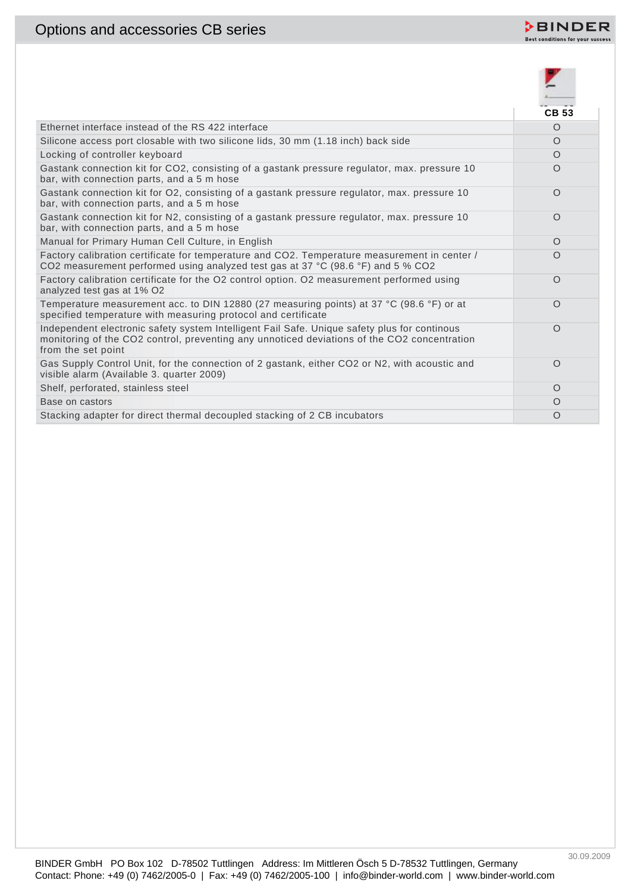# Options and accessories CB series

| | CB 53 |
|---|---|
| Ethernet interface instead of the RS 422 interface | O |
| Silicone access port closable with two silicone lids, 30 mm (1.18 inch) back side | O |
| Locking of controller keyboard | O |
| Gastank connection kit for $CO_2$, consisting of a gastank pressure regulator, max. pressure 10 bar, with connection parts, and a 5 m hose | O |
| Gastank connection kit for $O_2$, consisting of a gastank pressure regulator, max. pressure 10 bar, with connection parts, and a 5 m hose | O |
| Gastank connection kit for $N_2$, consisting of a gastank pressure regulator, max. pressure 10 bar, with connection parts, and a 5 m hose | O |
| Manual for Primary Human Cell Culture, in English | O |
| Factory calibration certificate for temperature and $CO_2$. Temperature measurement in center / $CO_2$ measurement performed using analyzed test gas at 37 °C (98.6 °F) and 5 % $CO_2$ | O |
| Factory calibration certificate for the $O_2$ control option. $O_2$ measurement performed using analyzed test gas at 1% $O_2$ | O |
| Temperature measurement acc. to DIN 12880 (27 measuring points) at 37 °C (98.6 °F) or at specified temperature with measuring protocol and certificate | O |
| Independent electronic safety system Intelligent Fail Safe. Unique safety plus for continous monitoring of the $CO_2$ control, preventing any unnoticed deviations of the $CO_2$ concentration from the set point | O |
| Gas Supply Control Unit, for the connection of 2 gastank, either $CO_2$ or $N_2$, with acoustic and visible alarm (Available 3. quarter 2009) | O |
| Shelf, perforated, stainless steel | O |
| Base on castors | O |
| Stacking adapter for direct thermal decoupled stacking of 2 CB incubators | O |

30.09.2009

BINDER GmbH PO Box 102 D-78502 Tuttlingen Address: Im Mittleren Ösch 5 D-78532 Tuttlingen, Germany
Contact: Phone: +49 (0) 7462/2005-0 | Fax: +49 (0) 7462/2005-100 | info@binder-world.com | www.binder-world.com